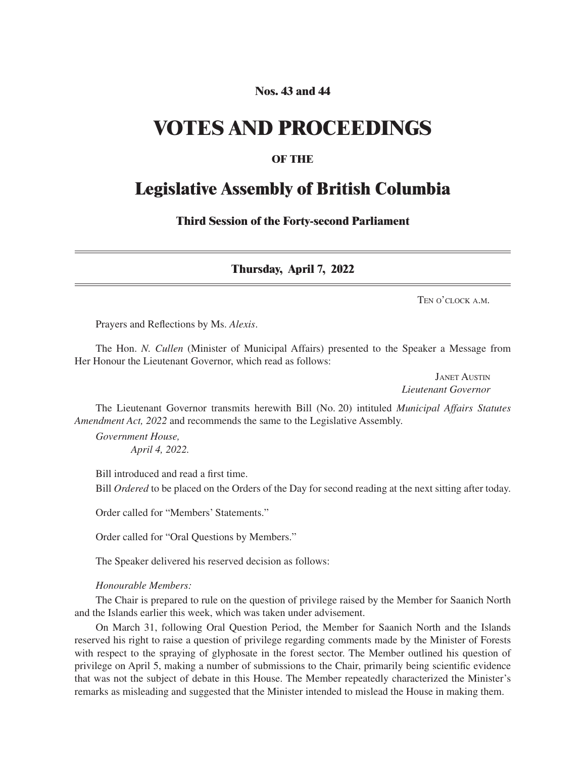**Nos. 43 and 44**

# VOTES AND PROCEEDINGS

**OF THE**

## Legislative Assembly of British Columbia

**Third Session of the Forty-second Parliament**

---

**Thursday, April 7, 2022**

---

TEN O'CLOCK A.M.

Prayers and Reflections by Ms. *Alexis*.

The Hon. *N. Cullen* (Minister of Municipal Affairs) presented to the Speaker a Message from Her Honour the Lieutenant Governor, which read as follows:

JANET AUSTIN
*Lieutenant Governor*

The Lieutenant Governor transmits herewith Bill (No. 20) intituled *Municipal Affairs Statutes Amendment Act, 2022* and recommends the same to the Legislative Assembly.

*Government House,*
*April 4, 2022.*

Bill introduced and read a first time.

Bill *Ordered* to be placed on the Orders of the Day for second reading at the next sitting after today.

Order called for "Members' Statements."

Order called for "Oral Questions by Members."

The Speaker delivered his reserved decision as follows:

*Honourable Members:*

The Chair is prepared to rule on the question of privilege raised by the Member for Saanich North and the Islands earlier this week, which was taken under advisement.

On March 31, following Oral Question Period, the Member for Saanich North and the Islands reserved his right to raise a question of privilege regarding comments made by the Minister of Forests with respect to the spraying of glyphosate in the forest sector. The Member outlined his question of privilege on April 5, making a number of submissions to the Chair, primarily being scientific evidence that was not the subject of debate in this House. The Member repeatedly characterized the Minister's remarks as misleading and suggested that the Minister intended to mislead the House in making them.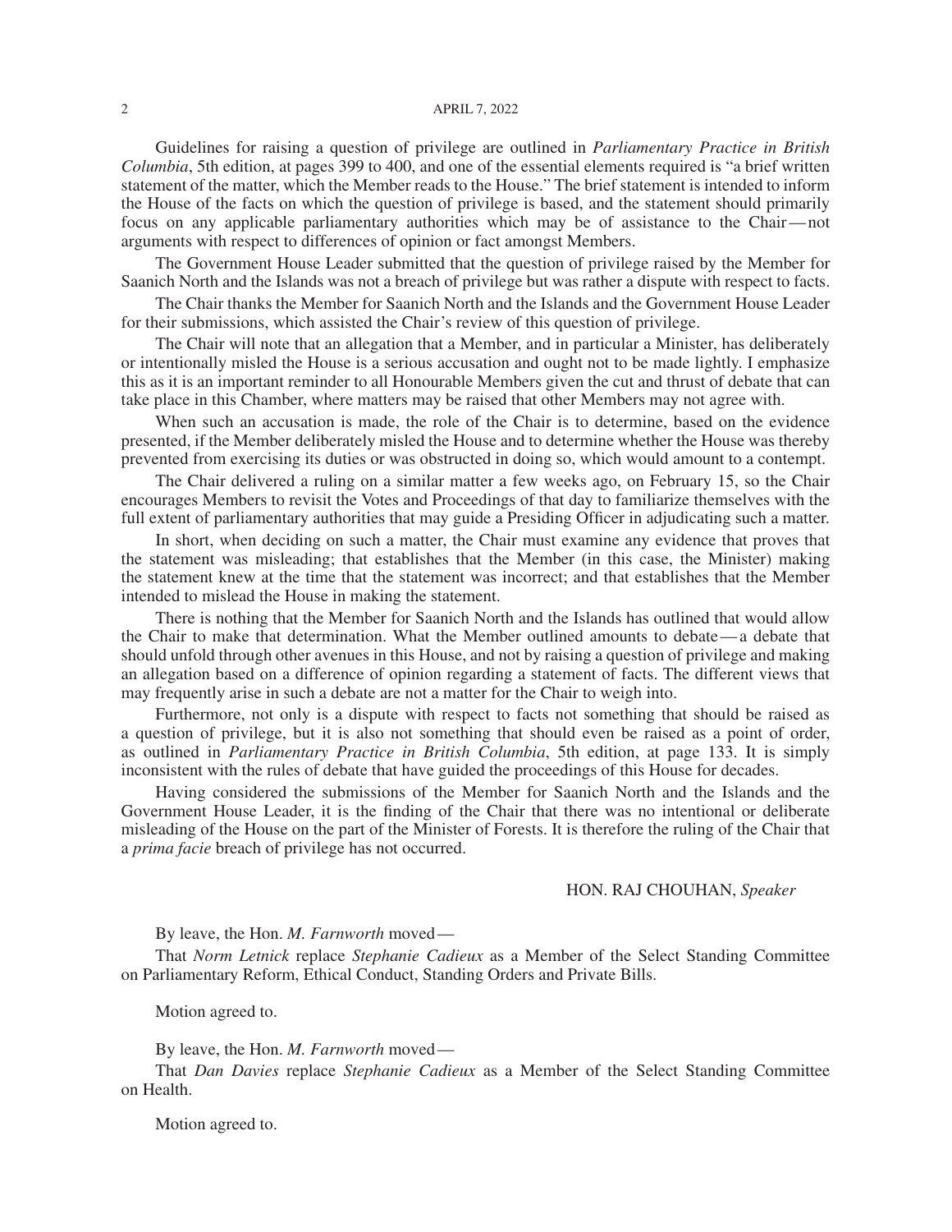Guidelines for raising a question of privilege are outlined in *Parliamentary Practice in British Columbia*, 5th edition, at pages 399 to 400, and one of the essential elements required is "a brief written statement of the matter, which the Member reads to the House." The brief statement is intended to inform the House of the facts on which the question of privilege is based, and the statement should primarily focus on any applicable parliamentary authorities which may be of assistance to the Chair — not arguments with respect to differences of opinion or fact amongst Members.

The Government House Leader submitted that the question of privilege raised by the Member for Saanich North and the Islands was not a breach of privilege but was rather a dispute with respect to facts.

The Chair thanks the Member for Saanich North and the Islands and the Government House Leader for their submissions, which assisted the Chair's review of this question of privilege.

The Chair will note that an allegation that a Member, and in particular a Minister, has deliberately or intentionally misled the House is a serious accusation and ought not to be made lightly. I emphasize this as it is an important reminder to all Honourable Members given the cut and thrust of debate that can take place in this Chamber, where matters may be raised that other Members may not agree with.

When such an accusation is made, the role of the Chair is to determine, based on the evidence presented, if the Member deliberately misled the House and to determine whether the House was thereby prevented from exercising its duties or was obstructed in doing so, which would amount to a contempt.

The Chair delivered a ruling on a similar matter a few weeks ago, on February 15, so the Chair encourages Members to revisit the Votes and Proceedings of that day to familiarize themselves with the full extent of parliamentary authorities that may guide a Presiding Officer in adjudicating such a matter.

In short, when deciding on such a matter, the Chair must examine any evidence that proves that the statement was misleading; that establishes that the Member (in this case, the Minister) making the statement knew at the time that the statement was incorrect; and that establishes that the Member intended to mislead the House in making the statement.

There is nothing that the Member for Saanich North and the Islands has outlined that would allow the Chair to make that determination. What the Member outlined amounts to debate — a debate that should unfold through other avenues in this House, and not by raising a question of privilege and making an allegation based on a difference of opinion regarding a statement of facts. The different views that may frequently arise in such a debate are not a matter for the Chair to weigh into.

Furthermore, not only is a dispute with respect to facts not something that should be raised as a question of privilege, but it is also not something that should even be raised as a point of order, as outlined in *Parliamentary Practice in British Columbia*, 5th edition, at page 133. It is simply inconsistent with the rules of debate that have guided the proceedings of this House for decades.

Having considered the submissions of the Member for Saanich North and the Islands and the Government House Leader, it is the finding of the Chair that there was no intentional or deliberate misleading of the House on the part of the Minister of Forests. It is therefore the ruling of the Chair that a *prima facie* breach of privilege has not occurred.

HON. RAJ CHOUHAN, *Speaker*

By leave, the Hon. *M. Farnworth* moved —

That *Norm Letnick* replace *Stephanie Cadieux* as a Member of the Select Standing Committee on Parliamentary Reform, Ethical Conduct, Standing Orders and Private Bills.

Motion agreed to.

By leave, the Hon. *M. Farnworth* moved —

That *Dan Davies* replace *Stephanie Cadieux* as a Member of the Select Standing Committee on Health.

Motion agreed to.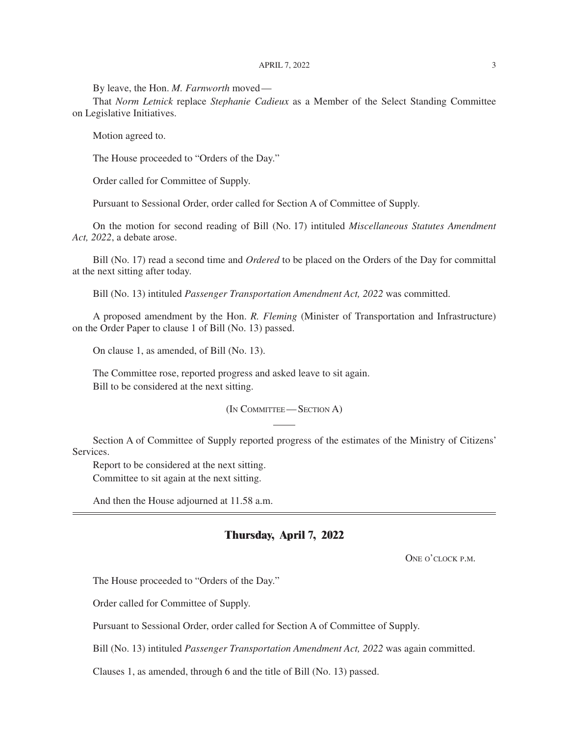By leave, the Hon. *M. Farnworth* moved—

That *Norm Letnick* replace *Stephanie Cadieux* as a Member of the Select Standing Committee on Legislative Initiatives.

Motion agreed to.

The House proceeded to "Orders of the Day."

Order called for Committee of Supply.

Pursuant to Sessional Order, order called for Section A of Committee of Supply.

On the motion for second reading of Bill (No. 17) intituled *Miscellaneous Statutes Amendment Act, 2022*, a debate arose.

Bill (No. 17) read a second time and *Ordered* to be placed on the Orders of the Day for committal at the next sitting after today.

Bill (No. 13) intituled *Passenger Transportation Amendment Act, 2022* was committed.

A proposed amendment by the Hon. *R. Fleming* (Minister of Transportation and Infrastructure) on the Order Paper to clause 1 of Bill (No. 13) passed.

On clause 1, as amended, of Bill (No. 13).

The Committee rose, reported progress and asked leave to sit again.
Bill to be considered at the next sitting.

(In Committee — Section A)

Section A of Committee of Supply reported progress of the estimates of the Ministry of Citizens' Services.
Report to be considered at the next sitting.
Committee to sit again at the next sitting.

And then the House adjourned at 11.58 a.m.

---

## Thursday, April 7, 2022

One o'clock p.m.

The House proceeded to "Orders of the Day."

Order called for Committee of Supply.

Pursuant to Sessional Order, order called for Section A of Committee of Supply.

Bill (No. 13) intituled *Passenger Transportation Amendment Act, 2022* was again committed.

Clauses 1, as amended, through 6 and the title of Bill (No. 13) passed.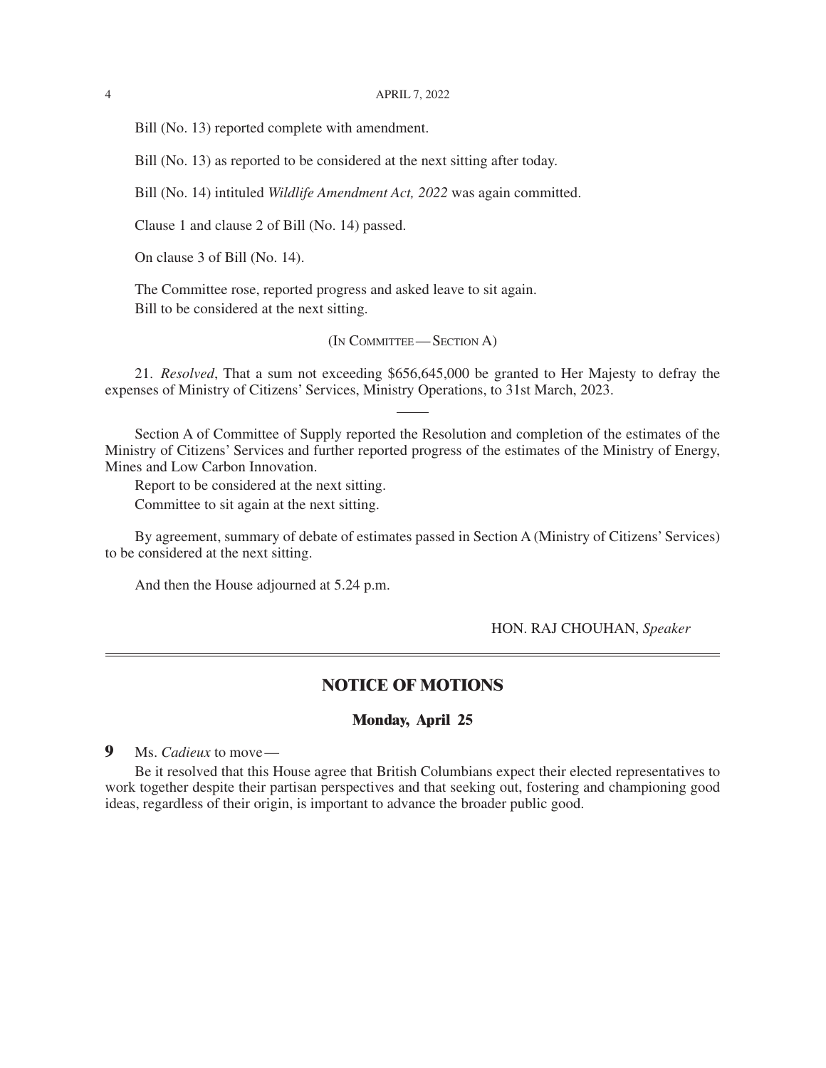Bill (No. 13) reported complete with amendment.

Bill (No. 13) as reported to be considered at the next sitting after today.

Bill (No. 14) intituled *Wildlife Amendment Act, 2022* was again committed.

Clause 1 and clause 2 of Bill (No. 14) passed.

On clause 3 of Bill (No. 14).

The Committee rose, reported progress and asked leave to sit again.
Bill to be considered at the next sitting.

(IN COMMITTEE — SECTION A)

21. *Resolved*, That a sum not exceeding $656,645,000 be granted to Her Majesty to defray the expenses of Ministry of Citizens' Services, Ministry Operations, to 31st March, 2023.

---

Section A of Committee of Supply reported the Resolution and completion of the estimates of the Ministry of Citizens' Services and further reported progress of the estimates of the Ministry of Energy, Mines and Low Carbon Innovation.

Report to be considered at the next sitting.

Committee to sit again at the next sitting.

By agreement, summary of debate of estimates passed in Section A (Ministry of Citizens' Services) to be considered at the next sitting.

And then the House adjourned at 5.24 p.m.

HON. RAJ CHOUHAN, *Speaker*

---

## NOTICE OF MOTIONS

### Monday, April 25

**9** Ms. *Cadieux* to move —

Be it resolved that this House agree that British Columbians expect their elected representatives to work together despite their partisan perspectives and that seeking out, fostering and championing good ideas, regardless of their origin, is important to advance the broader public good.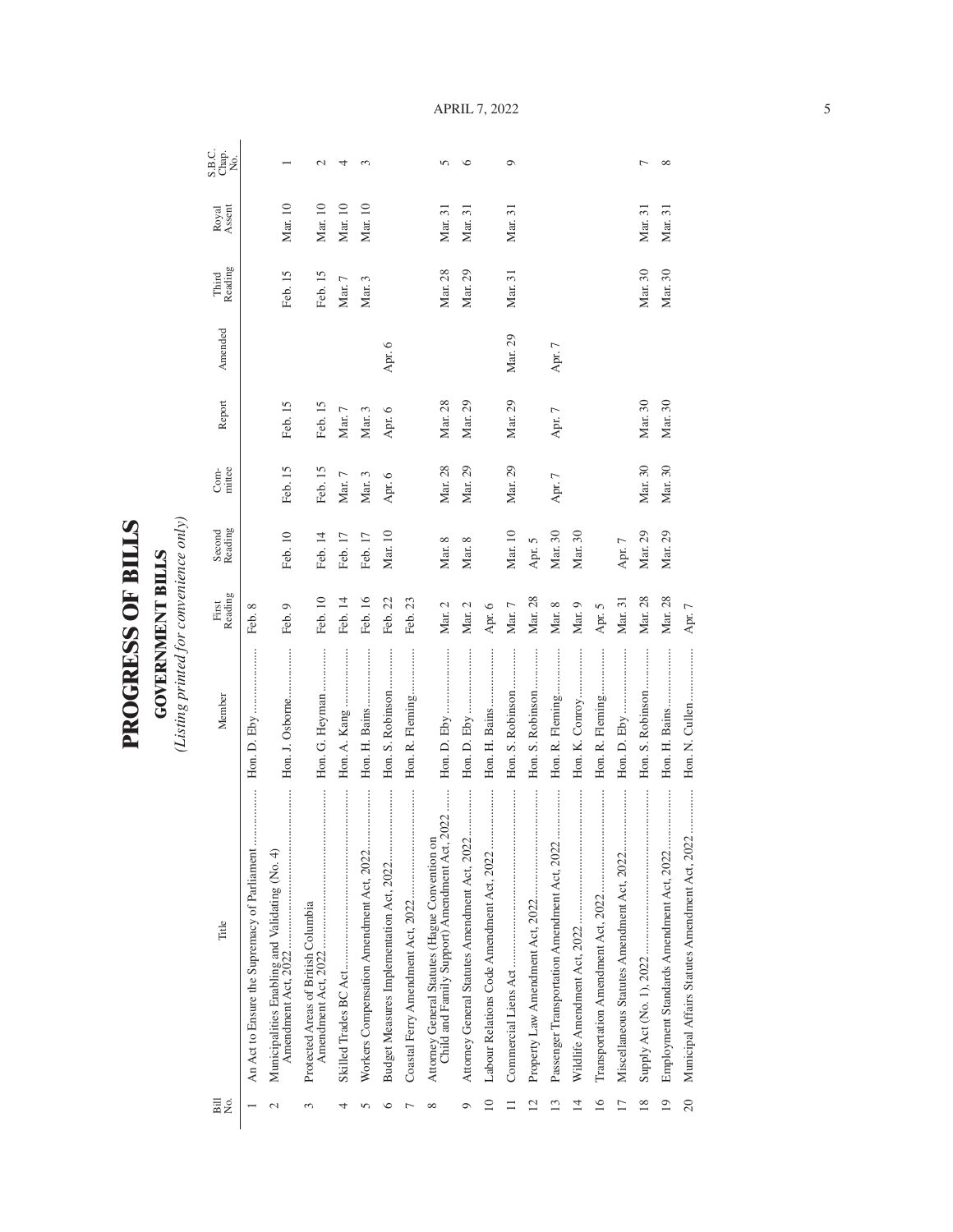# PROGRESS OF BILLS

## GOVERNMENT BILLS

*(Listing printed for convenience only)*

| Bill No. | Title | Member | First Reading | Second Reading | Com-mittee | Report | Amended | Third Reading | Royal Assent | S.B.C. Chap. No. |
|---|---|---|---|---|---|---|---|---|---|---|
| 1 | An Act to Ensure the Supremacy of Parliament | Hon. D. Eby | Feb. 8 | | | | | | | |
| 2 | Municipalities Enabling and Validating (No. 4) Amendment Act, 2022 | Hon. J. Osborne | Feb. 9 | Feb. 10 | Feb. 15 | Feb. 15 | | Feb. 15 | Mar. 10 | 1 |
| 3 | Protected Areas of British Columbia Amendment Act, 2022 | Hon. G. Heyman | Feb. 10 | Feb. 14 | Feb. 15 | Feb. 15 | | Feb. 15 | Mar. 10 | 2 |
| 4 | Skilled Trades BC Act | Hon. A. Kang | Feb. 14 | Feb. 17 | Mar. 7 | Mar. 7 | | Mar. 7 | Mar. 10 | 4 |
| 5 | Workers Compensation Amendment Act, 2022 | Hon. H. Bains | Feb. 16 | Feb. 17 | Mar. 3 | Mar. 3 | | Mar. 3 | Mar. 10 | 3 |
| 6 | Budget Measures Implementation Act, 2022 | Hon. S. Robinson | Feb. 22 | Mar. 10 | Apr. 6 | Apr. 6 | Apr. 6 | | | |
| 7 | Coastal Ferry Amendment Act, 2022 | Hon. R. Fleming | Feb. 23 | | | | | | | |
| 8 | Attorney General Statutes (Hague Convention on Child and Family Support) Amendment Act, 2022 | Hon. D. Eby | Mar. 2 | Mar. 8 | Mar. 28 | Mar. 28 | | Mar. 28 | Mar. 31 | 5 |
| 9 | Attorney General Statutes Amendment Act, 2022 | Hon. D. Eby | Mar. 2 | Mar. 8 | Mar. 29 | Mar. 29 | | Mar. 29 | Mar. 31 | 6 |
| 10 | Labour Relations Code Amendment Act, 2022 | Hon. H. Bains | Apr. 6 | | | | | | | |
| 11 | Commercial Liens Act | Hon. S. Robinson | Mar. 7 | Mar. 10 | Mar. 29 | Mar. 29 | Mar. 29 | Mar. 31 | Mar. 31 | 9 |
| 12 | Property Law Amendment Act, 2022 | Hon. S. Robinson | Mar. 28 | Apr. 5 | | | | | | |
| 13 | Passenger Transportation Amendment Act, 2022 | Hon. R. Fleming | Mar. 8 | Mar. 30 | Apr. 7 | Apr. 7 | Apr. 7 | | | |
| 14 | Wildlife Amendment Act, 2022 | Hon. K. Conroy | Mar. 9 | Mar. 30 | | | | | | |
| 16 | Transportation Amendment Act, 2022 | Hon. R. Fleming | Apr. 5 | | | | | | | |
| 17 | Miscellaneous Statutes Amendment Act, 2022 | Hon. D. Eby | Mar. 31 | Apr. 7 | | | | | | |
| 18 | Supply Act (No. 1), 2022 | Hon. S. Robinson | Mar. 28 | Mar. 29 | Mar. 30 | Mar. 30 | | Mar. 30 | Mar. 31 | 7 |
| 19 | Employment Standards Amendment Act, 2022 | Hon. H. Bains | Mar. 28 | Mar. 29 | Mar. 30 | Mar. 30 | | Mar. 30 | Mar. 31 | 8 |
| 20 | Municipal Affairs Statutes Amendment Act, 2022 | Hon. N. Cullen | Apr. 7 | | | | | | | |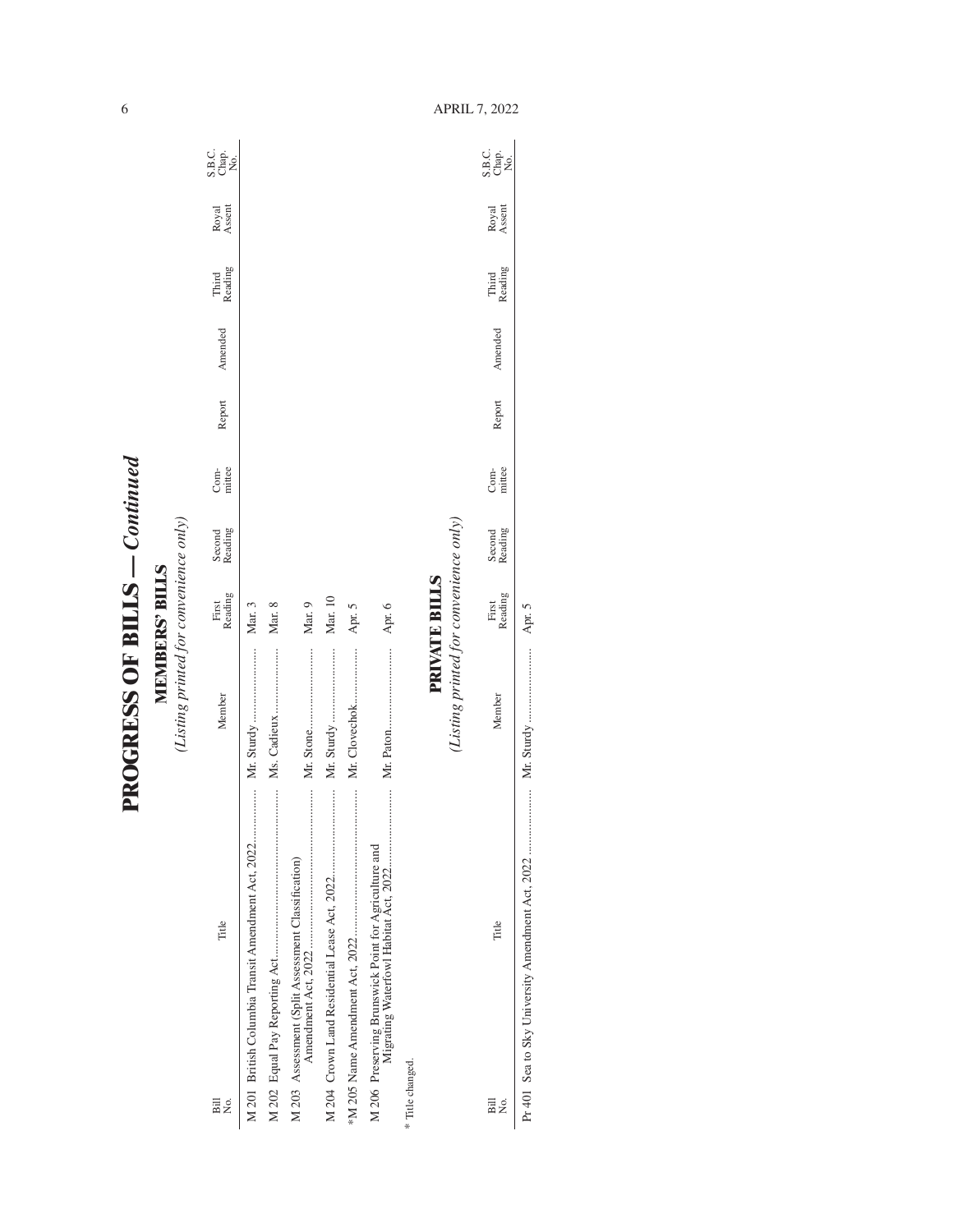# PROGRESS OF BILLS — *Continued*

## MEMBERS' BILLS

*(Listing printed for convenience only)*

| Bill No. | Title | Member | First Reading | Second Reading | Com-mittee | Report | Amended | Third Reading | Royal Assent | S.B.C. Chap. No. |
|---|---|---|---|---|---|---|---|---|---|---|
| M 201 | British Columbia Transit Amendment Act, 2022 | Mr. Sturdy | Mar. 3 | | | | | | | |
| M 202 | Equal Pay Reporting Act | Ms. Cadieux | Mar. 8 | | | | | | | |
| M 203 | Assessment (Split Assessment Classification) Amendment Act, 2022 | Mr. Stone | Mar. 9 | | | | | | | |
| M 204 | Crown Land Residential Lease Act, 2022 | Mr. Sturdy | Mar. 10 | | | | | | | |
| *M 205 | Name Amendment Act, 2022 | Mr. Clovechok | Apr. 5 | | | | | | | |
| M 206 | Preserving Brunswick Point for Agriculture and Migrating Waterfowl Habitat Act, 2022 | Mr. Paton | Apr. 6 | | | | | | | |

\* Title changed.

## PRIVATE BILLS

*(Listing printed for convenience only)*

| Bill No. | Title | Member | First Reading | Second Reading | Com-mittee | Report | Amended | Third Reading | Royal Assent | S.B.C. Chap. No. |
|---|---|---|---|---|---|---|---|---|---|---|
| Pr 401 | Sea to Sky University Amendment Act, 2022 | Mr. Sturdy | Apr. 5 | | | | | | | |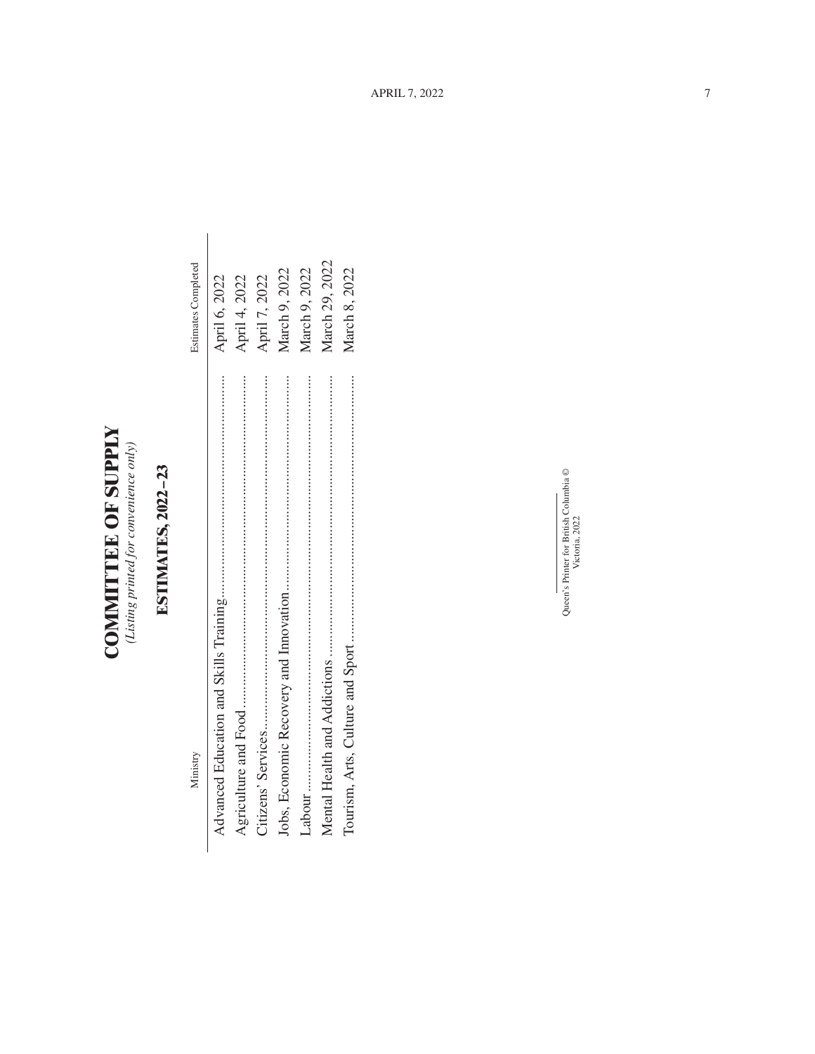# COMMITTEE OF SUPPLY

*(Listing printed for convenience only)*

## ESTIMATES, 2022–23

| Ministry | Estimates Completed |
|---|---|
| Advanced Education and Skills Training | April 6, 2022 |
| Agriculture and Food | April 4, 2022 |
| Citizens' Services | April 7, 2022 |
| Jobs, Economic Recovery and Innovation | March 9, 2022 |
| Labour | March 9, 2022 |
| Mental Health and Addictions | March 29, 2022 |
| Tourism, Arts, Culture and Sport | March 8, 2022 |

Queen's Printer for British Columbia ©
Victoria, 2022